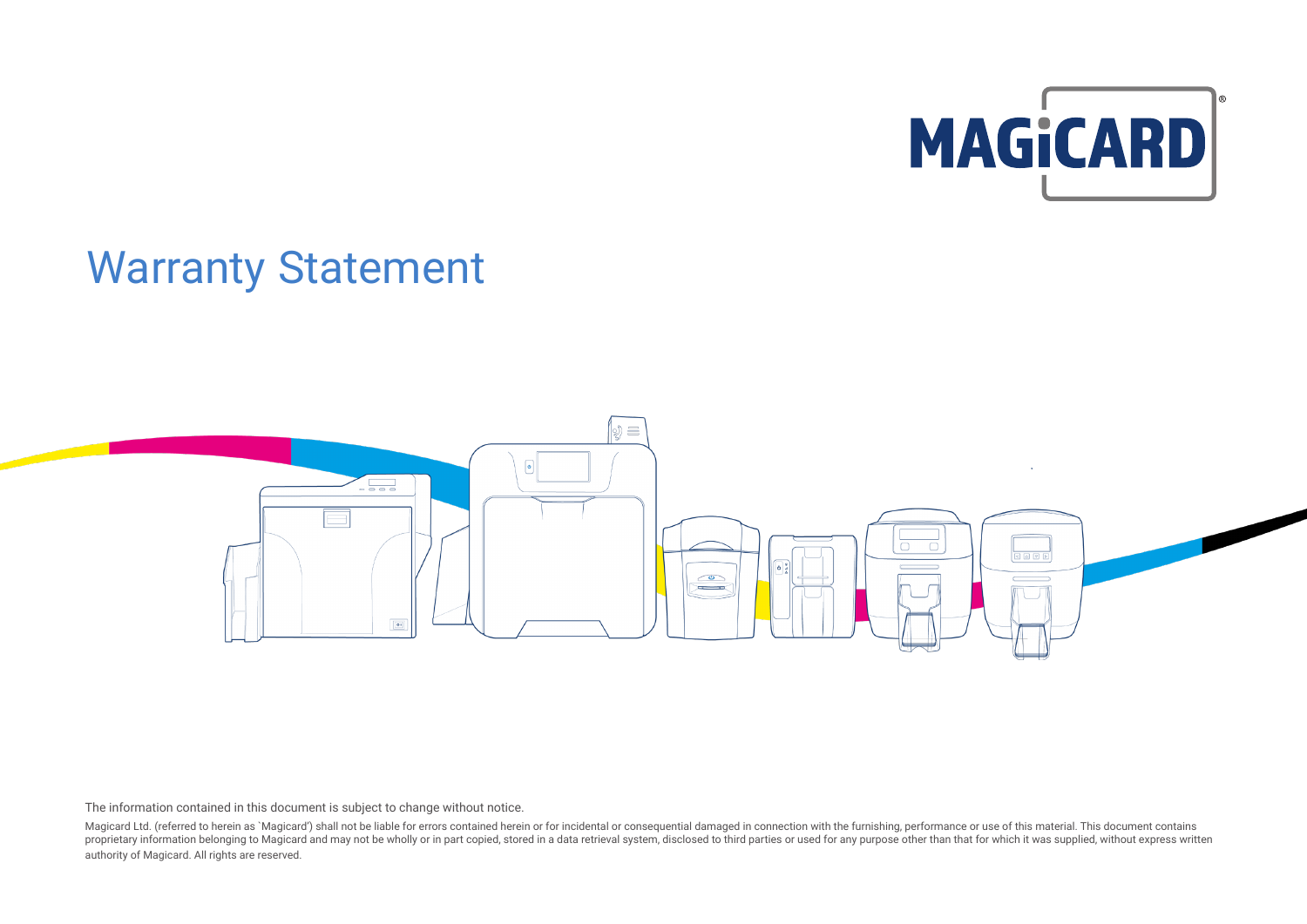MAGICARD

# Warranty Statement

The information contained in this document is subject to change without notice.

Magicard Ltd. (referred to herein as `Magicard') shall not be liable for errors contained herein or for incidental or consequential damaged in connection with the furnishing, performance or use of this material. This document contains proprietary information belonging to Magicard and may not be wholly or in part copied, stored in a data retrieval system, disclosed to third parties or used for any purpose other than that for which it was supplied, without express written authority of Magicard. All rights are reserved.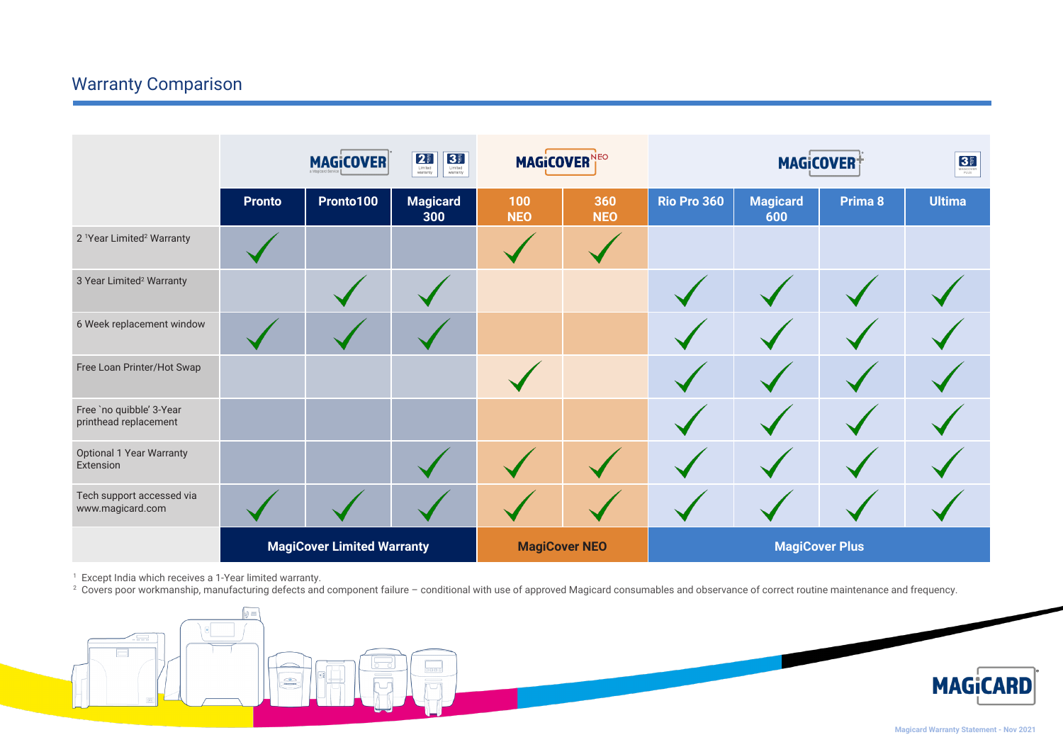## Warranty Comparison

| | MagiCover | | | MagiCover NEO | | MagiCover Plus | | | |
|---|---|---|---|---|---|---|---|---|---|
| | Pronto | Pronto100 | Magicard 300 | 100 NEO | 360 NEO | Rio Pro 360 | Magicard 600 | Prima 8 | Ultima |
| 2 [1]Year Limited[2] Warranty | ✓ | | | ✓ | ✓ | | | | |
| 3 Year Limited[2] Warranty | | ✓ | ✓ | | | ✓ | ✓ | ✓ | ✓ |
| 6 Week replacement window | ✓ | ✓ | ✓ | | | ✓ | ✓ | ✓ | ✓ |
| Free Loan Printer/Hot Swap | | | | ✓ | | ✓ | ✓ | ✓ | ✓ |
| Free `no quibble' 3-Year printhead replacement | | | | | | ✓ | ✓ | ✓ | ✓ |
| Optional 1 Year Warranty Extension | | | ✓ | ✓ | ✓ | ✓ | ✓ | ✓ | ✓ |
| Tech support accessed via www.magicard.com | ✓ | ✓ | ✓ | ✓ | ✓ | ✓ | ✓ | ✓ | ✓ |
| | MagiCover Limited Warranty | | | MagiCover NEO | | MagiCover Plus | | | |

[1] Except India which receives a 1-Year limited warranty.
[2] Covers poor workmanship, manufacturing defects and component failure – conditional with use of approved Magicard consumables and observance of correct routine maintenance and frequency.

Magicard Warranty Statement - Nov 2021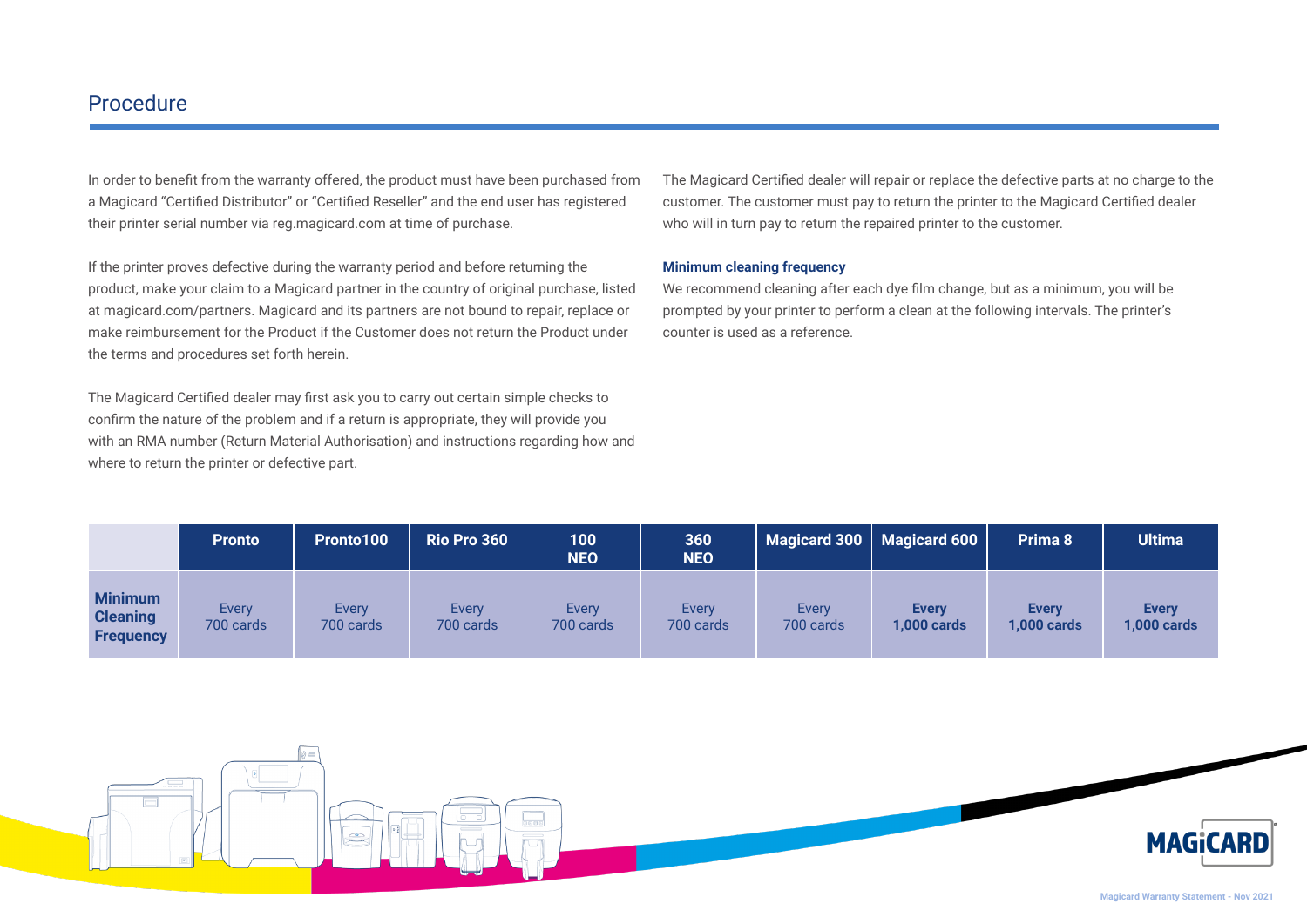## Procedure

In order to benefit from the warranty offered, the product must have been purchased from a Magicard "Certified Distributor" or "Certified Reseller" and the end user has registered their printer serial number via reg.magicard.com at time of purchase.

If the printer proves defective during the warranty period and before returning the product, make your claim to a Magicard partner in the country of original purchase, listed at magicard.com/partners. Magicard and its partners are not bound to repair, replace or make reimbursement for the Product if the Customer does not return the Product under the terms and procedures set forth herein.

The Magicard Certified dealer may first ask you to carry out certain simple checks to confirm the nature of the problem and if a return is appropriate, they will provide you with an RMA number (Return Material Authorisation) and instructions regarding how and where to return the printer or defective part.

The Magicard Certified dealer will repair or replace the defective parts at no charge to the customer. The customer must pay to return the printer to the Magicard Certified dealer who will in turn pay to return the repaired printer to the customer.

**Minimum cleaning frequency**

We recommend cleaning after each dye film change, but as a minimum, you will be prompted by your printer to perform a clean at the following intervals. The printer's counter is used as a reference.

| | Pronto | Pronto100 | Rio Pro 360 | 100 NEO | 360 NEO | Magicard 300 | Magicard 600 | Prima 8 | Ultima |
|---|---|---|---|---|---|---|---|---|---|
| **Minimum Cleaning Frequency** | Every 700 cards | Every 700 cards | Every 700 cards | Every 700 cards | Every 700 cards | Every 700 cards | **Every 1,000 cards** | **Every 1,000 cards** | **Every 1,000 cards** |

Magicard Warranty Statement - Nov 2021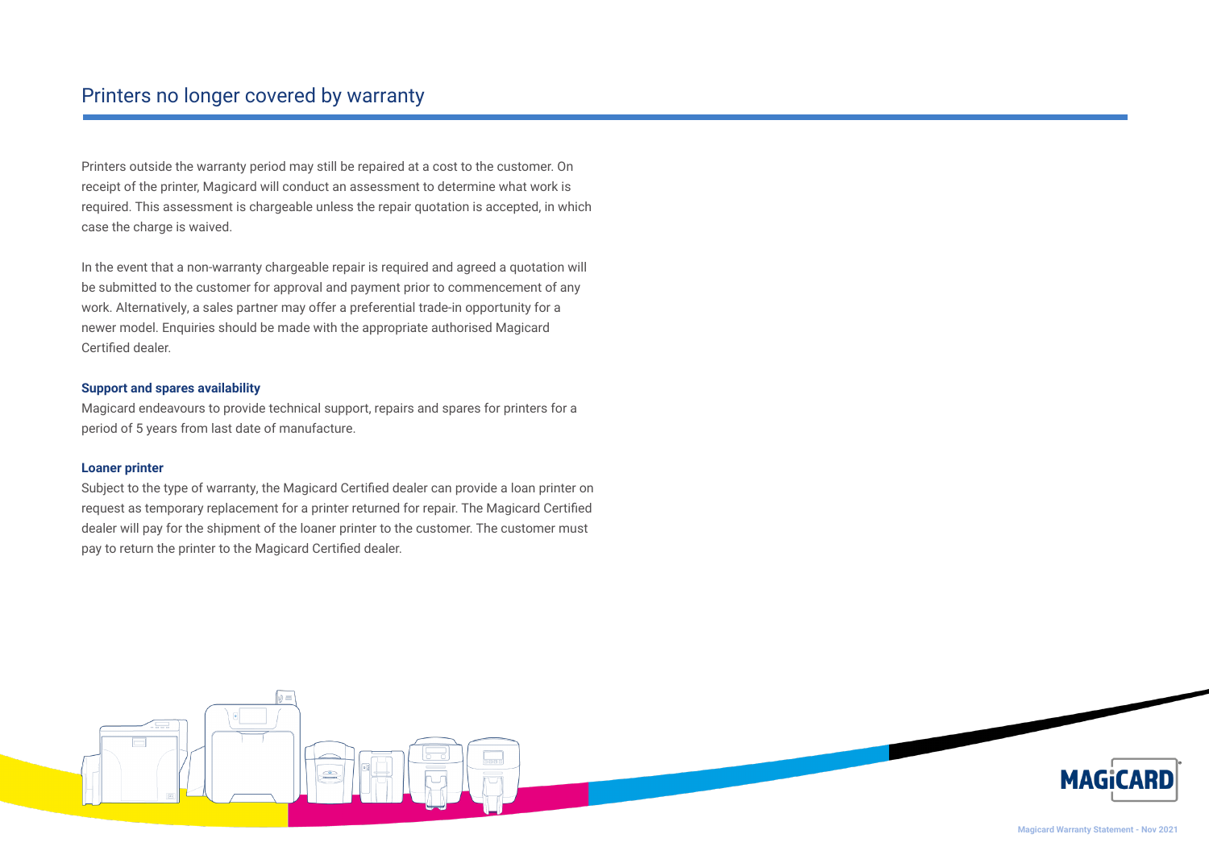## Printers no longer covered by warranty

Printers outside the warranty period may still be repaired at a cost to the customer. On receipt of the printer, Magicard will conduct an assessment to determine what work is required. This assessment is chargeable unless the repair quotation is accepted, in which case the charge is waived.

In the event that a non-warranty chargeable repair is required and agreed a quotation will be submitted to the customer for approval and payment prior to commencement of any work. Alternatively, a sales partner may offer a preferential trade-in opportunity for a newer model. Enquiries should be made with the appropriate authorised Magicard Certified dealer.

**Support and spares availability**

Magicard endeavours to provide technical support, repairs and spares for printers for a period of 5 years from last date of manufacture.

**Loaner printer**

Subject to the type of warranty, the Magicard Certified dealer can provide a loan printer on request as temporary replacement for a printer returned for repair. The Magicard Certified dealer will pay for the shipment of the loaner printer to the customer. The customer must pay to return the printer to the Magicard Certified dealer.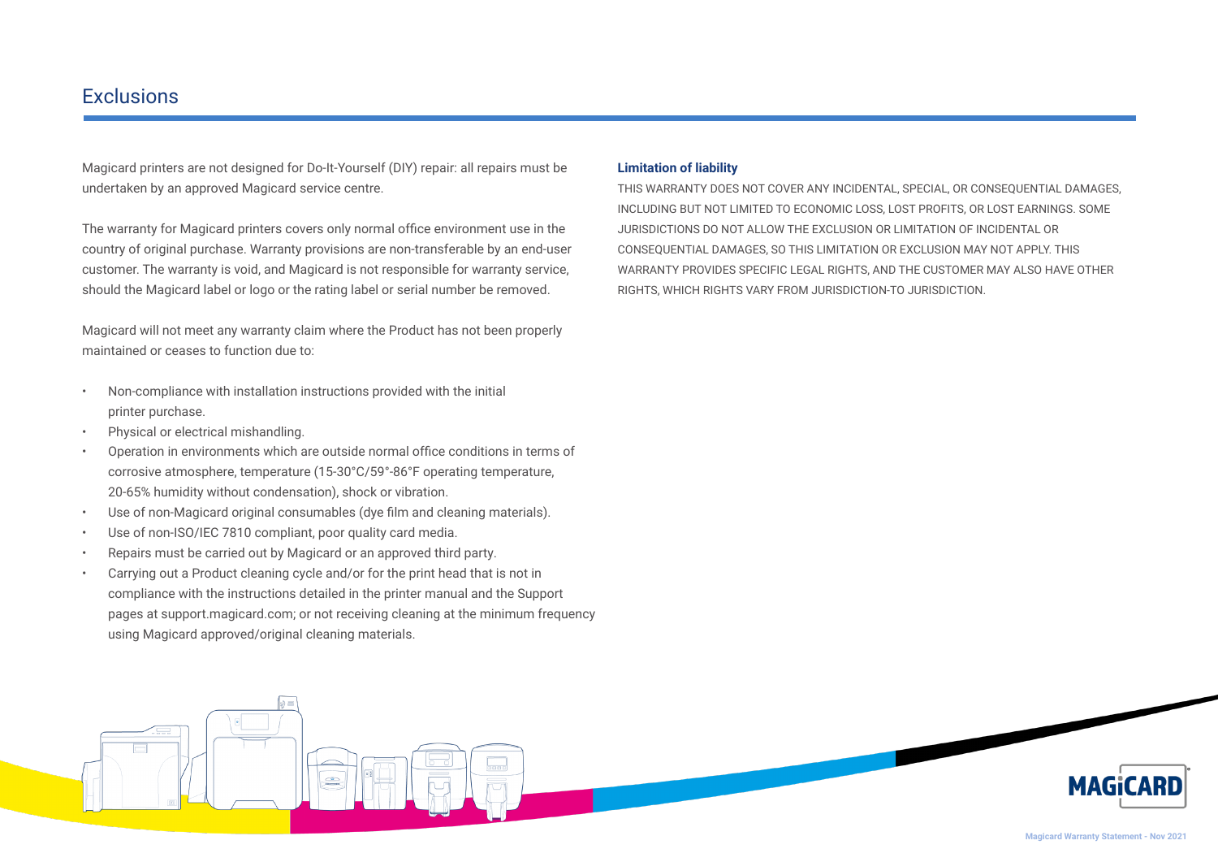# Exclusions

Magicard printers are not designed for Do-It-Yourself (DIY) repair: all repairs must be undertaken by an approved Magicard service centre.

The warranty for Magicard printers covers only normal office environment use in the country of original purchase. Warranty provisions are non-transferable by an end-user customer. The warranty is void, and Magicard is not responsible for warranty service, should the Magicard label or logo or the rating label or serial number be removed.

Magicard will not meet any warranty claim where the Product has not been properly maintained or ceases to function due to:

- Non-compliance with installation instructions provided with the initial printer purchase.
- Physical or electrical mishandling.
- Operation in environments which are outside normal office conditions in terms of corrosive atmosphere, temperature (15-30°C/59°-86°F operating temperature, 20-65% humidity without condensation), shock or vibration.
- Use of non-Magicard original consumables (dye film and cleaning materials).
- Use of non-ISO/IEC 7810 compliant, poor quality card media.
- Repairs must be carried out by Magicard or an approved third party.
- Carrying out a Product cleaning cycle and/or for the print head that is not in compliance with the instructions detailed in the printer manual and the Support pages at support.magicard.com; or not receiving cleaning at the minimum frequency using Magicard approved/original cleaning materials.

**Limitation of liability**

THIS WARRANTY DOES NOT COVER ANY INCIDENTAL, SPECIAL, OR CONSEQUENTIAL DAMAGES, INCLUDING BUT NOT LIMITED TO ECONOMIC LOSS, LOST PROFITS, OR LOST EARNINGS. SOME JURISDICTIONS DO NOT ALLOW THE EXCLUSION OR LIMITATION OF INCIDENTAL OR CONSEQUENTIAL DAMAGES, SO THIS LIMITATION OR EXCLUSION MAY NOT APPLY. THIS WARRANTY PROVIDES SPECIFIC LEGAL RIGHTS, AND THE CUSTOMER MAY ALSO HAVE OTHER RIGHTS, WHICH RIGHTS VARY FROM JURISDICTION-TO JURISDICTION.